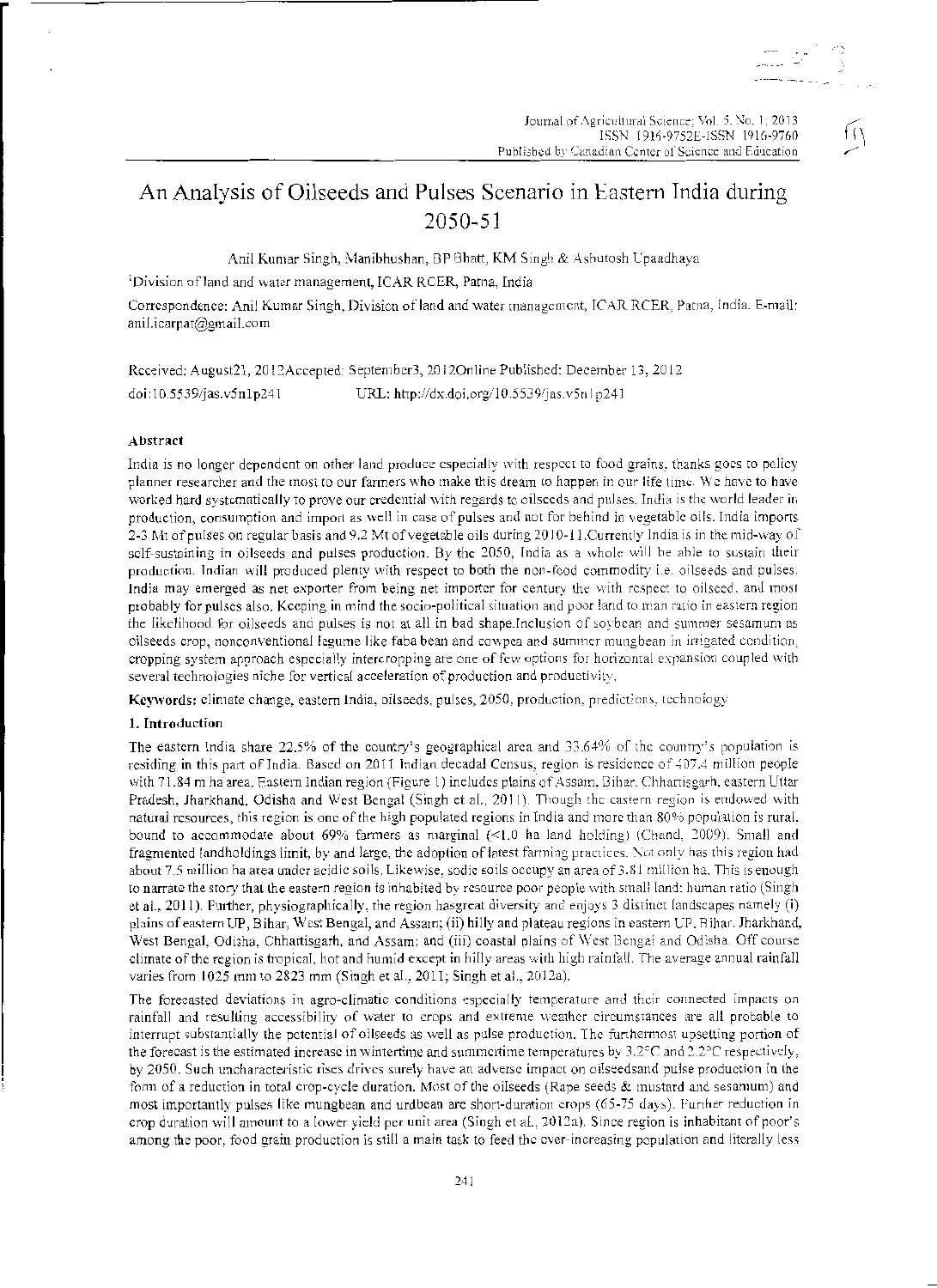# An Analysis of Oilseeds and Pulses Scenario in Eastern India during 2050-51

Anil Kumar Singh, Manibhushan, BP Bhatt, KM Singh & Ashutosh Upaadhaya

[1]Division of land and water management, ICAR RCER, Patna, India

Correspondence: Anil Kumar Singh, Division of land and water management, ICAR RCER, Patna, India. E-mail: anil.icarpat@gmail.com

Received: August21, 2012Accepted: September3, 2012Online Published: December 13, 2012

doi:10.5539/jas.v5n1p241 URL: http://dx.doi.org/10.5539/jas.v5n1p241

## Abstract

India is no longer dependent on other land produce especially with respect to food grains, thanks goes to policy planner researcher and the most to our farmers who make this dream to happen in our life time. We have to have worked hard systematically to prove our credential with regards to oilseeds and pulses. India is the world leader in production, consumption and import as well in case of pulses and not for behind in vegetable oils. India imports 2-3 Mt of pulses on regular basis and 9.2 Mt of vegetable oils during 2010-11.Currently India is in the mid-way of self-sustaining in oilseeds and pulses production. By the 2050, India as a whole will be able to sustain their production. Indian will produced plenty with respect to both the non-food commodity i.e. oilseeds and pulses. India may emerged as net exporter from being net importer for century the with respect to oilseed, and most probably for pulses also. Keeping in mind the socio-political situation and poor land to man ratio in eastern region the likelihood for oilseeds and pulses is not at all in bad shape.Inclusion of soybean and summer sesamum as oilseeds crop, nonconventional legume like faba bean and cowpea and summer mungbean in irrigated condition, cropping system approach especially intercropping are one of few options for horizontal expansion coupled with several technologies niche for vertical acceleration of production and productivity.

**Keywords:** climate change, eastern India, oilseeds, pulses, 2050, production, predictions, technology

## 1. Introduction

The eastern India share 22.5% of the country's geographical area and 33.64% of the country's population is residing in this part of India. Based on 2011 Indian decadal Census, region is residence of 407.4 million people with 71.84 m ha area. Eastern Indian region (Figure 1) includes plains of Assam, Bihar, Chhattisgarh, eastern Uttar Pradesh, Jharkhand, Odisha and West Bengal (Singh et al., 2011). Though the eastern region is endowed with natural resources, this region is one of the high populated regions in India and more than 80% population is rural, bound to accommodate about 69% farmers as marginal (<1.0 ha land holding) (Chand, 2009). Small and fragmented landholdings limit, by and large, the adoption of latest farming practices. Not only has this region had about 7.5 million ha area under acidic soils. Likewise, sodic soils occupy an area of 3.81 million ha. This is enough to narrate the story that the eastern region is inhabited by resource poor people with small land: human ratio (Singh et al., 2011). Further, physiographically, the region hasgreat diversity and enjoys 3 distinct landscapes namely (i) plains of eastern UP, Bihar, West Bengal, and Assam; (ii) hilly and plateau regions in eastern UP, Bihar, Jharkhand, West Bengal, Odisha, Chhattisgarh, and Assam; and (iii) coastal plains of West Bengal and Odisha. Off course climate of the region is tropical, hot and humid except in hilly areas with high rainfall. The average annual rainfall varies from 1025 mm to 2823 mm (Singh et al., 2011; Singh et al., 2012a).

The forecasted deviations in agro-climatic conditions especially temperature and their connected impacts on rainfall and resulting accessibility of water to crops and extreme weather circumstances are all probable to interrupt substantially the potential of oilseeds as well as pulse production. The furthermost upsetting portion of the forecast is the estimated increase in wintertime and summertime temperatures by 3.2°C and 2.2°C respectively, by 2050. Such uncharacteristic rises drives surely have an adverse impact on oilseedsand pulse production in the form of a reduction in total crop-cycle duration. Most of the oilseeds (Rape seeds & mustard and sesamum) and most importantly pulses like mungbean and urdbean are short-duration crops (65-75 days). Further reduction in crop duration will amount to a lower yield per unit area (Singh et al., 2012a). Since region is inhabitant of poor's among the poor, food grain production is still a main task to feed the ever-increasing population and literally less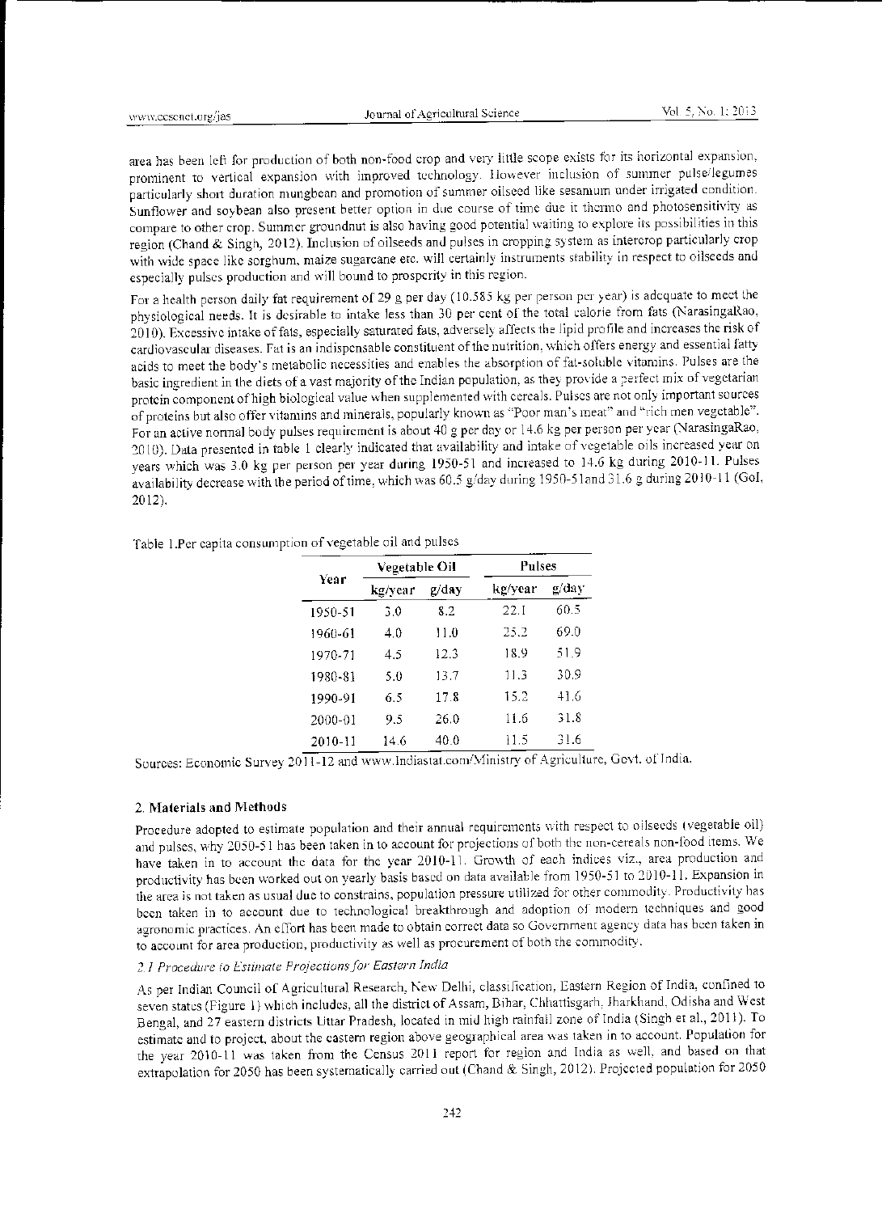area has been left for production of both non-food crop and very little scope exists for its horizontal expansion, prominent to vertical expansion with improved technology. However inclusion of summer pulse/legumes particularly short duration mungbean and promotion of summer oilseed like sesamum under irrigated condition. Sunflower and soybean also present better option in due course of time due it thermo and photosensitivity as compare to other crop. Summer groundnut is also having good potential waiting to explore its possibilities in this region (Chand & Singh, 2012). Inclusion of oilseeds and pulses in cropping system as intercrop particularly crop with wide space like sorghum, maize sugarcane etc. will certainly instruments stability in respect to oilseeds and especially pulses production and will bound to prosperity in this region.

For a health person daily fat requirement of 29 g per day (10.585 kg per person per year) is adequate to meet the physiological needs. It is desirable to intake less than 30 per cent of the total calorie from fats (NarasingaRao, 2010). Excessive intake of fats, especially saturated fats, adversely affects the lipid profile and increases the risk of cardiovascular diseases. Fat is an indispensable constituent of the nutrition, which offers energy and essential fatty acids to meet the body's metabolic necessities and enables the absorption of fat-soluble vitamins. Pulses are the basic ingredient in the diets of a vast majority of the Indian population, as they provide a perfect mix of vegetarian protein component of high biological value when supplemented with cereals. Pulses are not only important sources of proteins but also offer vitamins and minerals, popularly known as "Poor man's meat" and "rich men vegetable". For an active normal body pulses requirement is about 40 g per day or 14.6 kg per person per year (NarasingaRao, 2010). Data presented in table 1 clearly indicated that availability and intake of vegetable oils increased year on years which was 3.0 kg per person per year during 1950-51 and increased to 14.6 kg during 2010-11. Pulses availability decrease with the period of time, which was 60.5 g/day during 1950-51and 31.6 g during 2010-11 (GoI, 2012).

Table 1.Per capita consumption of vegetable oil and pulses

| Year | Vegetable Oil | | Pulses | |
|---|---|---|---|---|
| | kg/year | g/day | kg/year | g/day |
| 1950-51 | 3.0 | 8.2 | 22.1 | 60.5 |
| 1960-61 | 4.0 | 11.0 | 25.2 | 69.0 |
| 1970-71 | 4.5 | 12.3 | 18.9 | 51.9 |
| 1980-81 | 5.0 | 13.7 | 11.3 | 30.9 |
| 1990-91 | 6.5 | 17.8 | 15.2 | 41.6 |
| 2000-01 | 9.5 | 26.0 | 11.6 | 31.8 |
| 2010-11 | 14.6 | 40.0 | 11.5 | 31.6 |

Sources: Economic Survey 2011-12 and www.Indiastat.com/Ministry of Agriculture, Govt. of India.

## 2. Materials and Methods

Procedure adopted to estimate population and their annual requirements with respect to oilseeds (vegetable oil) and pulses, why 2050-51 has been taken in to account for projections of both the non-cereals non-food items. We have taken in to account the data for the year 2010-11. Growth of each indices viz., area production and productivity has been worked out on yearly basis based on data available from 1950-51 to 2010-11. Expansion in the area is not taken as usual due to constrains, population pressure utilized for other commodity. Productivity has been taken in to account due to technological breakthrough and adoption of modern techniques and good agronomic practices. An effort has been made to obtain correct data so Government agency data has been taken in to account for area production, productivity as well as procurement of both the commodity.

### *2.1 Procedure to Estimate Projections for Eastern India*

As per Indian Council of Agricultural Research, New Delhi, classification, Eastern Region of India, confined to seven states (Figure 1) which includes, all the district of Assam, Bihar, Chhattisgarh, Jharkhand, Odisha and West Bengal, and 27 eastern districts Uttar Pradesh, located in mid high rainfall zone of India (Singh et al., 2011). To estimate and to project, about the eastern region above geographical area was taken in to account. Population for the year 2010-11 was taken from the Census 2011 report for region and India as well, and based on that extrapolation for 2050 has been systematically carried out (Chand & Singh, 2012). Projected population for 2050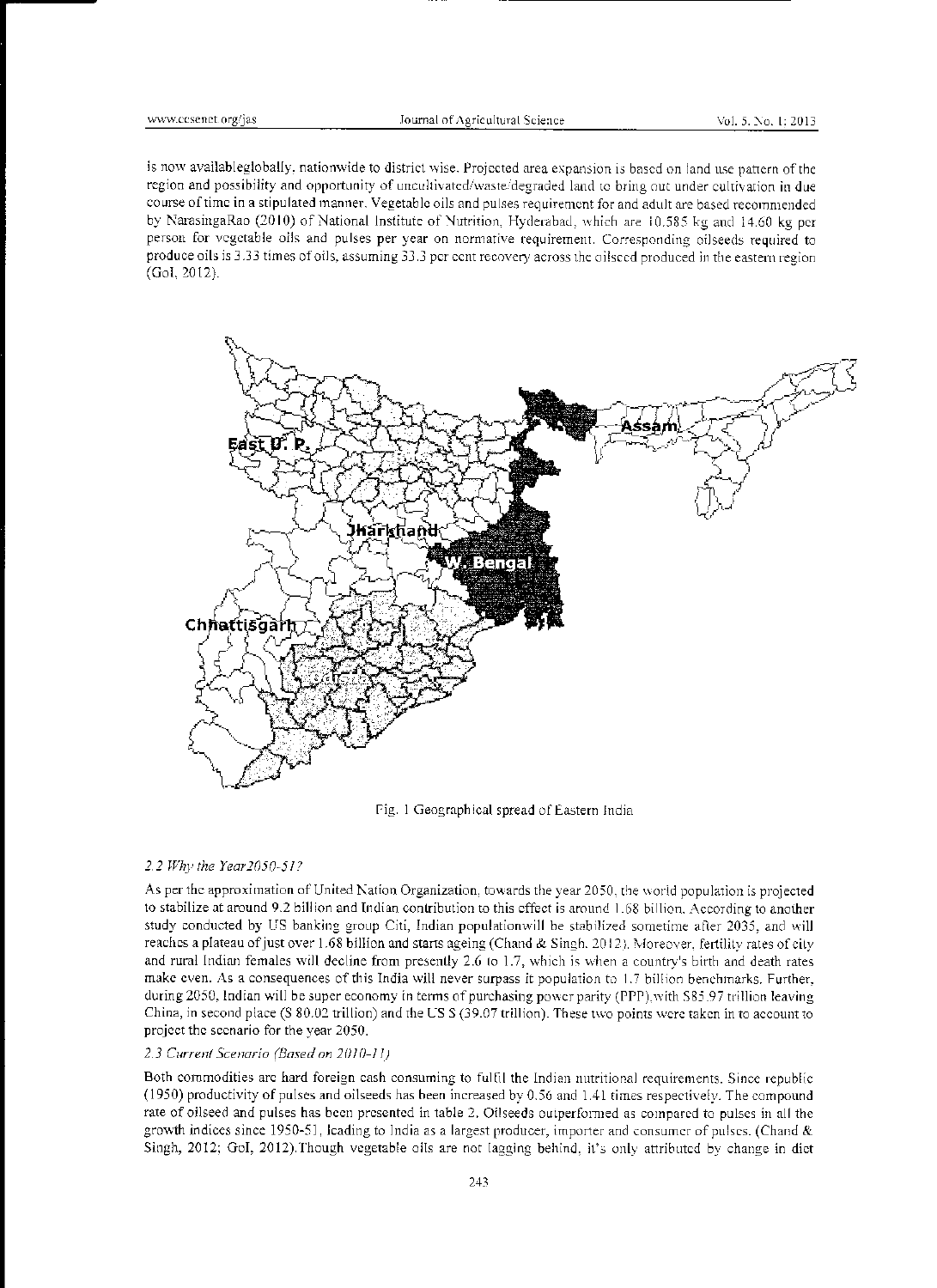is now availableglobally, nationwide to district wise. Projected area expansion is based on land use pattern of the region and possibility and opportunity of uncultivated/waste/degraded land to bring out under cultivation in due course of time in a stipulated manner. Vegetable oils and pulses requirement for and adult are based recommended by NarasingaRao (2010) of National Institute of Nutrition, Hyderabad, which are 10.585 kg and 14.60 kg per person for vegetable oils and pulses per year on normative requirement. Corresponding oilseeds required to produce oils is 3.33 times of oils, assuming 33.3 per cent recovery across the oilseed produced in the eastern region (GoI, 2012).

Assam

East U. P.

Jharkhand

W. Bengal

Chhattisgarh

Odisha

Fig. 1 Geographical spread of Eastern India

### *2.2 Why the Year2050-51?*

As per the approximation of United Nation Organization, towards the year 2050, the world population is projected to stabilize at around 9.2 billion and Indian contribution to this effect is around 1.68 billion. According to another study conducted by US banking group Citi, Indian populationwill be stabilized sometime after 2035, and will reaches a plateau of just over 1.68 billion and starts ageing (Chand & Singh, 2012). Moreover, fertility rates of city and rural Indian females will decline from presently 2.6 to 1.7, which is when a country's birth and death rates make even. As a consequences of this India will never surpass it population to 1.7 billion benchmarks. Further, during 2050, Indian will be super economy in terms of purchasing power parity (PPP),with $85.97 trillion leaving China, in second place ($ 80.02 trillion) and the US $ (39.07 trillion). These two points were taken in to account to project the scenario for the year 2050.

### *2.3 Current Scenario (Based on 2010-11)*

Both commodities are hard foreign cash consuming to fulfil the Indian nutritional requirements. Since republic (1950) productivity of pulses and oilseeds has been increased by 0.56 and 1.41 times respectively. The compound rate of oilseed and pulses has been presented in table 2. Oilseeds outperformed as compared to pulses in all the growth indices since 1950-51, leading to India as a largest producer, importer and consumer of pulses. (Chand & Singh, 2012; GoI, 2012).Though vegetable oils are not lagging behind, it's only attributed by change in diet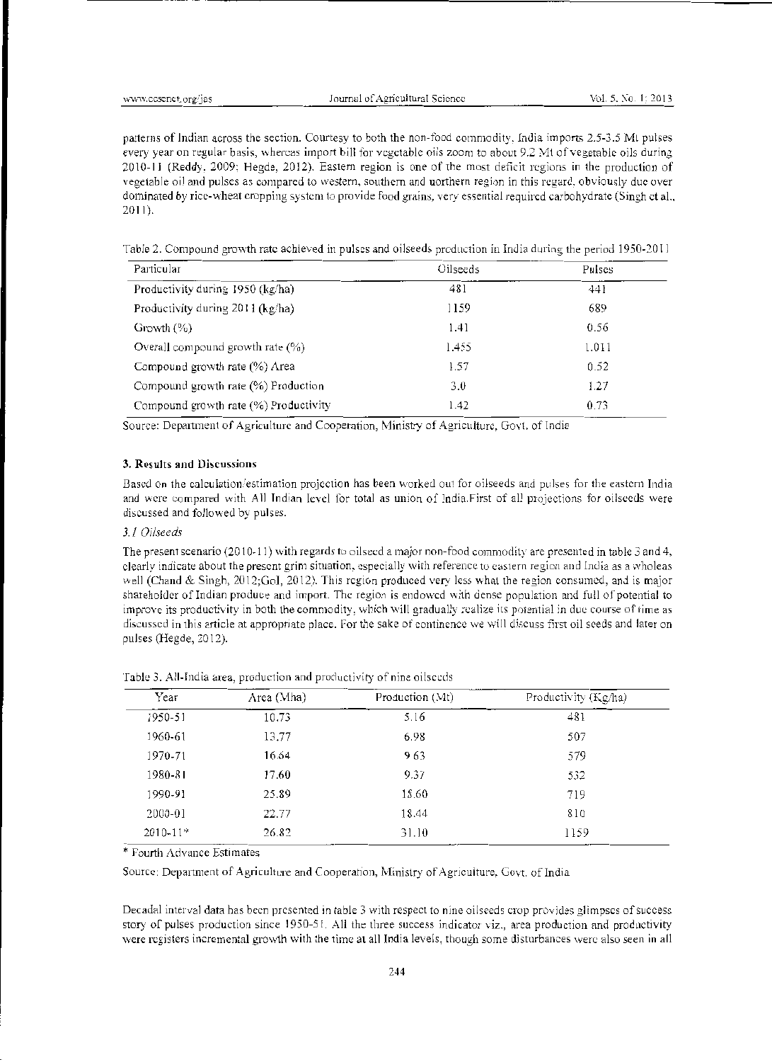patterns of Indian across the section. Courtesy to both the non-food commodity, India imports 2.5-3.5 Mt pulses every year on regular basis, whereas import bill for vegetable oils zoom to about 9.2 Mt of vegetable oils during 2010-11 (Reddy, 2009; Hegde, 2012). Eastern region is one of the most deficit regions in the production of vegetable oil and pulses as compared to western, southern and northern region in this regard, obviously due over dominated by rice-wheat cropping system to provide food grains, very essential required carbohydrate (Singh et al., 2011).

Table 2. Compound growth rate achieved in pulses and oilseeds production in India during the period 1950-2011

| Particular | Oilseeds | Pulses |
|---|---|---|
| Productivity during 1950 (kg/ha) | 481 | 441 |
| Productivity during 2011 (kg/ha) | 1159 | 689 |
| Growth (%) | 1.41 | 0.56 |
| Overall compound growth rate (%) | 1.455 | 1.011 |
| Compound growth rate (%) Area | 1.57 | 0.52 |
| Compound growth rate (%) Production | 3.0 | 1.27 |
| Compound growth rate (%) Productivity | 1.42 | 0.73 |

Source: Department of Agriculture and Cooperation, Ministry of Agriculture, Govt. of India

## 3. Results and Discussions

Based on the calculation/estimation projection has been worked out for oilseeds and pulses for the eastern India and were compared with All Indian level for total as union of India.First of all projections for oilseeds were discussed and followed by pulses.

### 3.1 Oilseeds

The present scenario (2010-11) with regards to oilseed a major non-food commodity are presented in table 3 and 4, clearly indicate about the present grim situation, especially with reference to eastern region and India as a wholeas well (Chand & Singh, 2012;GoI, 2012). This region produced very less what the region consumed, and is major shareholder of Indian produce and import. The region is endowed with dense population and full of potential to improve its productivity in both the commodity, which will gradually realize its potential in due course of time as discussed in this article at appropriate place. For the sake of continence we will discuss first oil seeds and later on pulses (Hegde, 2012).

Table 3. All-India area, production and productivity of nine oilseeds

| Year | Area (Mha) | Production (Mt) | Productivity (Kg/ha) |
|---|---|---|---|
| 1950-51 | 10.73 | 5.16 | 481 |
| 1960-61 | 13.77 | 6.98 | 507 |
| 1970-71 | 16.64 | 9.63 | 579 |
| 1980-81 | 17.60 | 9.37 | 532 |
| 1990-91 | 25.89 | 18.60 | 719 |
| 2000-01 | 22.77 | 18.44 | 810 |
| 2010-11* | 26.82 | 31.10 | 1159 |

* Fourth Advance Estimates

Source: Department of Agriculture and Cooperation, Ministry of Agriculture, Govt. of India

Decadal interval data has been presented in table 3 with respect to nine oilseeds crop provides glimpses of success story of pulses production since 1950-51. All the three success indicator viz., area production and productivity were registers incremental growth with the time at all India levels, though some disturbances were also seen in all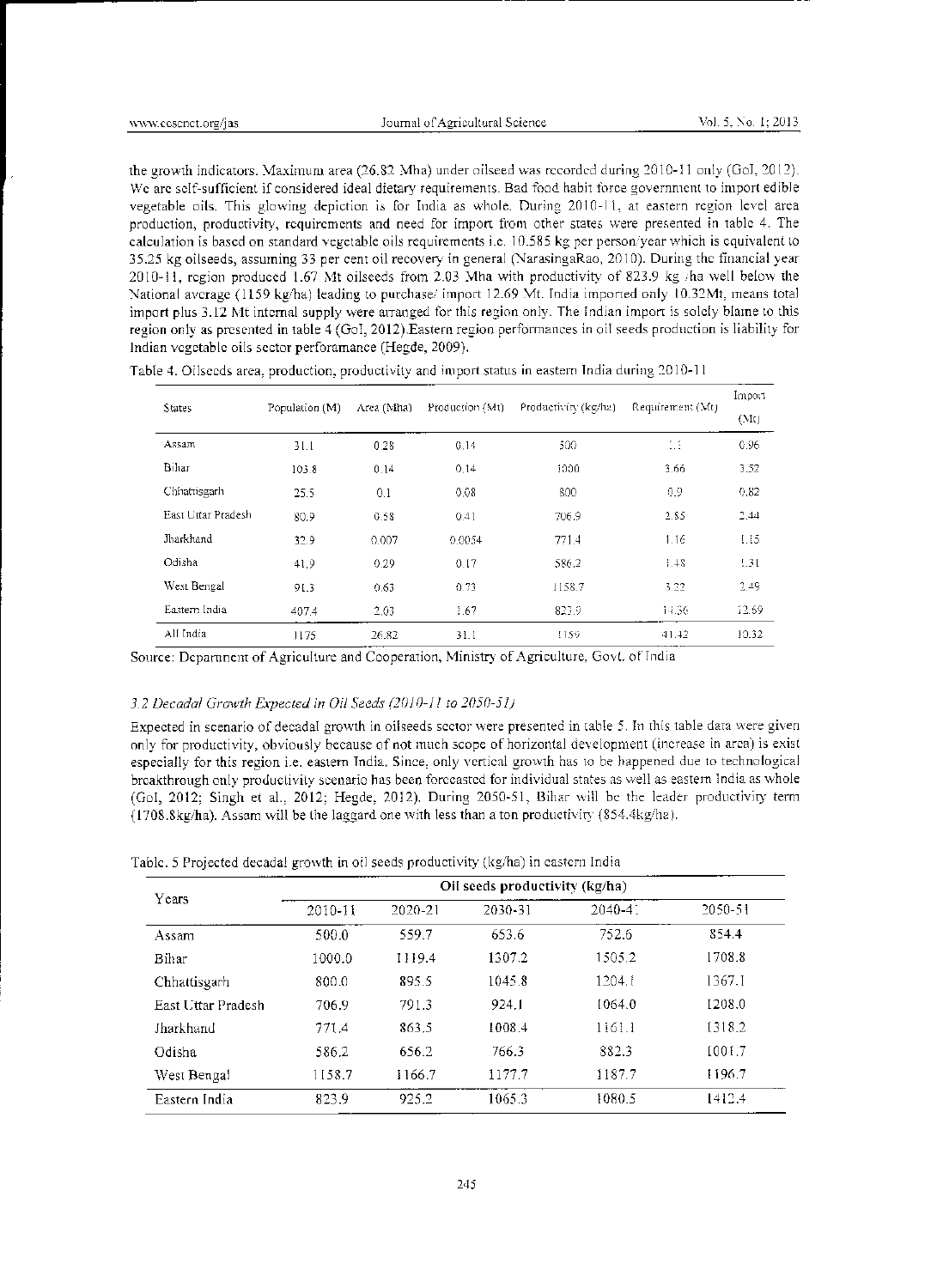the growth indicators. Maximum area (26.82 Mha) under oilseed was recorded during 2010-11 only (GoI, 2012). We are self-sufficient if considered ideal dietary requirements. Bad food habit force government to import edible vegetable oils. This glowing depiction is for India as whole. During 2010-11, at eastern region level area production, productivity, requirements and need for import from other states were presented in table 4. The calculation is based on standard vegetable oils requirements i.e. 10.585 kg per person/year which is equivalent to 35.25 kg oilseeds, assuming 33 per cent oil recovery in general (NarasingaRao, 2010). During the financial year 2010-11, region produced 1.67 Mt oilseeds from 2.03 Mha with productivity of 823.9 kg /ha well below the National average (1159 kg/ha) leading to purchase/ import 12.69 Mt. India imported only 10.32Mt, means total import plus 3.12 Mt internal supply were arranged for this region only. The Indian import is solely blame to this region only as presented in table 4 (GoI, 2012).Eastern region performances in oil seeds production is liability for Indian vegetable oils sector perforamance (Hegde, 2009).

Table 4. Oilseeds area, production, productivity and import status in eastern India during 2010-11

| States | Population (M) | Area (Mha) | Production (Mt) | Productivity (kg/ha) | Requirement (Mt) | Import (Mt) |
|---|---|---|---|---|---|---|
| Assam | 31.1 | 0.28 | 0.14 | 500 | 1.1 | 0.96 |
| Bihar | 103.8 | 0.14 | 0.14 | 1000 | 3.66 | 3.52 |
| Chhattisgarh | 25.5 | 0.1 | 0.08 | 800 | 0.9 | 0.82 |
| East Uttar Pradesh | 80.9 | 0.58 | 0.41 | 706.9 | 2.85 | 2.44 |
| Jharkhand | 32.9 | 0.007 | 0.0054 | 771.4 | 1.16 | 1.15 |
| Odisha | 41.9 | 0.29 | 0.17 | 586.2 | 1.48 | 1.31 |
| West Bengal | 91.3 | 0.63 | 0.73 | 1158.7 | 3.22 | 2.49 |
| Eastern India | 407.4 | 2.03 | 1.67 | 823.9 | 14.36 | 12.69 |
| All India | 1175 | 26.82 | 31.1 | 1159 | 41.42 | 10.32 |

Source: Department of Agriculture and Cooperation, Ministry of Agriculture, Govt. of India

### *3.2 Decadal Growth Expected in Oil Seeds (2010-11 to 2050-51)*

Expected in scenario of decadal growth in oilseeds sector were presented in table 5. In this table data were given only for productivity, obviously because of not much scope of horizontal development (increase in area) is exist especially for this region i.e. eastern India. Since, only vertical growth has to be happened due to technological breakthrough only productivity scenario has been forecasted for individual states as well as eastern India as whole (GoI, 2012; Singh et al., 2012; Hegde, 2012). During 2050-51, Bihar will be the leader productivity term (1708.8kg/ha). Assam will be the laggard one with less than a ton productivity (854.4kg/ha).

Table. 5 Projected decadal growth in oil seeds productivity (kg/ha) in eastern India

| Years | Oil seeds productivity (kg/ha) | | | | |
|---|---|---|---|---|---|
| | 2010-11 | 2020-21 | 2030-31 | 2040-41 | 2050-51 |
| Assam | 500.0 | 559.7 | 653.6 | 752.6 | 854.4 |
| Bihar | 1000.0 | 1119.4 | 1307.2 | 1505.2 | 1708.8 |
| Chhattisgarh | 800.0 | 895.5 | 1045.8 | 1204.1 | 1367.1 |
| East Uttar Pradesh | 706.9 | 791.3 | 924.1 | 1064.0 | 1208.0 |
| Jharkhand | 771.4 | 863.5 | 1008.4 | 1161.1 | 1318.2 |
| Odisha | 586.2 | 656.2 | 766.3 | 882.3 | 1001.7 |
| West Bengal | 1158.7 | 1166.7 | 1177.7 | 1187.7 | 1196.7 |
| Eastern India | 823.9 | 925.2 | 1065.3 | 1080.5 | 1412.4 |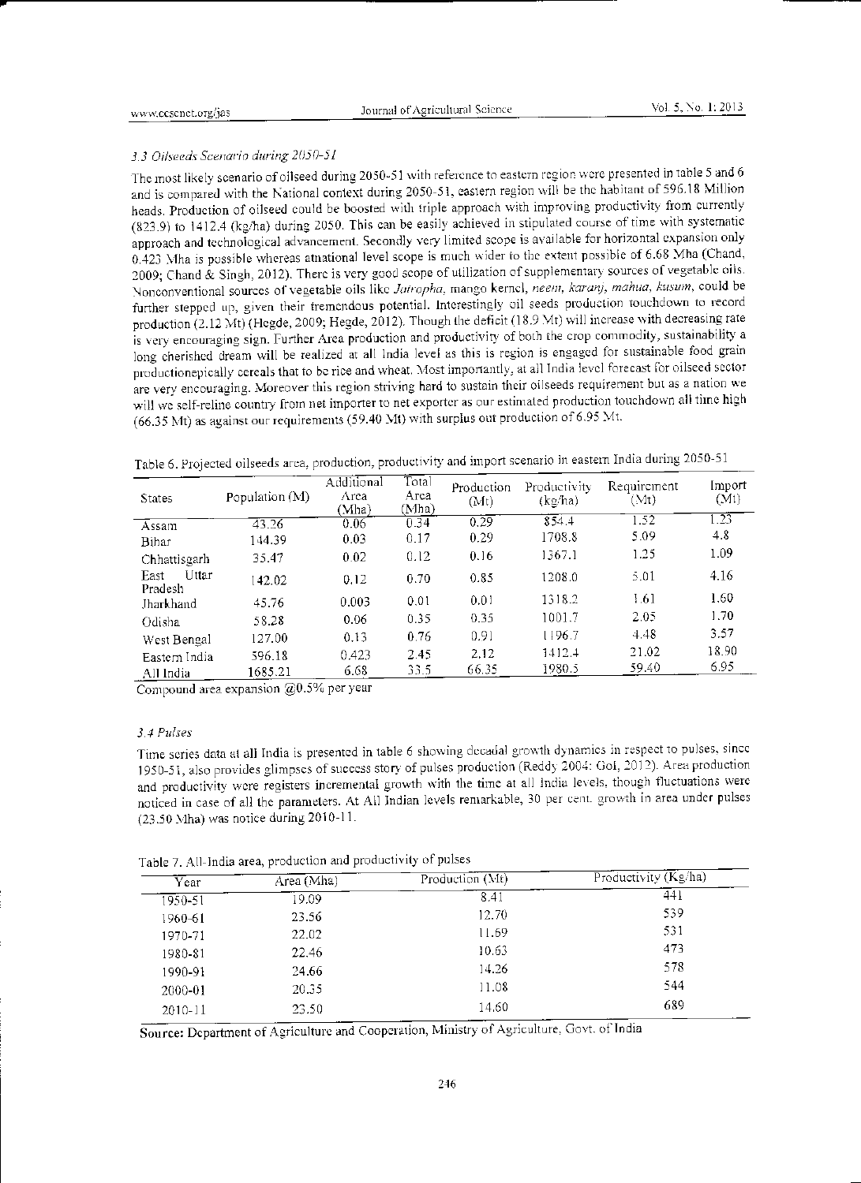### 3.3 Oilseeds Scenario during 2050-51

The most likely scenario of oilseed during 2050-51 with reference to eastern region were presented in table 5 and 6 and is compared with the National context during 2050-51, eastern region will be the habitant of 596.18 Million heads. Production of oilseed could be boosted with triple approach with improving productivity from currently (823.9) to 1412.4 (kg/ha) during 2050. This can be easily achieved in stipulated course of time with systematic approach and technological advancement. Secondly very limited scope is available for horizontal expansion only 0.423 Mha is possible whereas atnational level scope is much wider to the extent possible of 6.68 Mha (Chand, 2009; Chand & Singh, 2012). There is very good scope of utilization of supplementary sources of vegetable oils. Nonconventional sources of vegetable oils like *Jatropha*, mango kernel, *neem*, *karanj*, *mahua*, *kusum*, could be further stepped up, given their tremendous potential. Interestingly oil seeds production touchdown to record production (2.12 Mt) (Hegde, 2009; Hegde, 2012). Though the deficit (18.9 Mt) will increase with decreasing rate is very encouraging sign. Further Area production and productivity of both the crop commodity, sustainability a long cherished dream will be realized at all India level as this is region is engaged for sustainable food grain productionepically cereals that to be rice and wheat. Most importantly, at all India level forecast for oilseed sector are very encouraging. Moreover this region striving hard to sustain their oilseeds requirement but as a nation we will we self-reline country from net importer to net exporter as our estimated production touchdown all time high (66.35 Mt) as against our requirements (59.40 Mt) with surplus out production of 6.95 Mt.

Table 6. Projected oilseeds area, production, productivity and import scenario in eastern India during 2050-51

| States | Population (M) | Additional Area (Mha) | Total Area (Mha) | Production (Mt) | Productivity (kg/ha) | Requirement (Mt) | Import (Mt) |
|---|---|---|---|---|---|---|---|
| Assam | 43.26 | 0.06 | 0.34 | 0.29 | 854.4 | 1.52 | 1.23 |
| Bihar | 144.39 | 0.03 | 0.17 | 0.29 | 1708.8 | 5.09 | 4.8 |
| Chhattisgarh | 35.47 | 0.02 | 0.12 | 0.16 | 1567.1 | 1.25 | 1.09 |
| East Uttar Pradesh | 142.02 | 0.12 | 0.70 | 0.85 | 1208.0 | 5.01 | 4.16 |
| Jharkhand | 45.76 | 0.003 | 0.01 | 0.01 | 1318.2 | 1.61 | 1.60 |
| Odisha | 58.28 | 0.06 | 0.35 | 0.35 | 1001.7 | 2.05 | 1.70 |
| West Bengal | 127.00 | 0.13 | 0.76 | 0.91 | 1196.7 | 4.48 | 3.57 |
| Eastern India | 596.18 | 0.423 | 2.45 | 2.12 | 1412.4 | 21.02 | 18.90 |
| All India | 1685.21 | 6.68 | 33.5 | 66.35 | 1980.5 | 59.40 | 6.95 |

Compound area expansion @0.5% per year

### 3.4 Pulses

Time series data at all India is presented in table 6 showing decadal growth dynamics in respect to pulses, since 1950-51, also provides glimpses of success story of pulses production (Reddy 2004: GoI, 2012). Area production and productivity were registers incremental growth with the time at all India levels, though fluctuations were noticed in case of all the parameters. At All Indian levels remarkable, 30 per cent. growth in area under pulses (23.50 Mha) was notice during 2010-11.

Table 7. All-India area, production and productivity of pulses

| Year | Area (Mha) | Production (Mt) | Productivity (Kg/ha) |
|---|---|---|---|
| 1950-51 | 19.09 | 8.41 | 441 |
| 1960-61 | 23.56 | 12.70 | 539 |
| 1970-71 | 22.02 | 11.69 | 531 |
| 1980-81 | 22.46 | 10.63 | 473 |
| 1990-91 | 24.66 | 14.26 | 578 |
| 2000-01 | 20.35 | 11.08 | 544 |
| 2010-11 | 23.50 | 14.60 | 689 |

**Source:** Department of Agriculture and Cooperation, Ministry of Agriculture, Govt. of India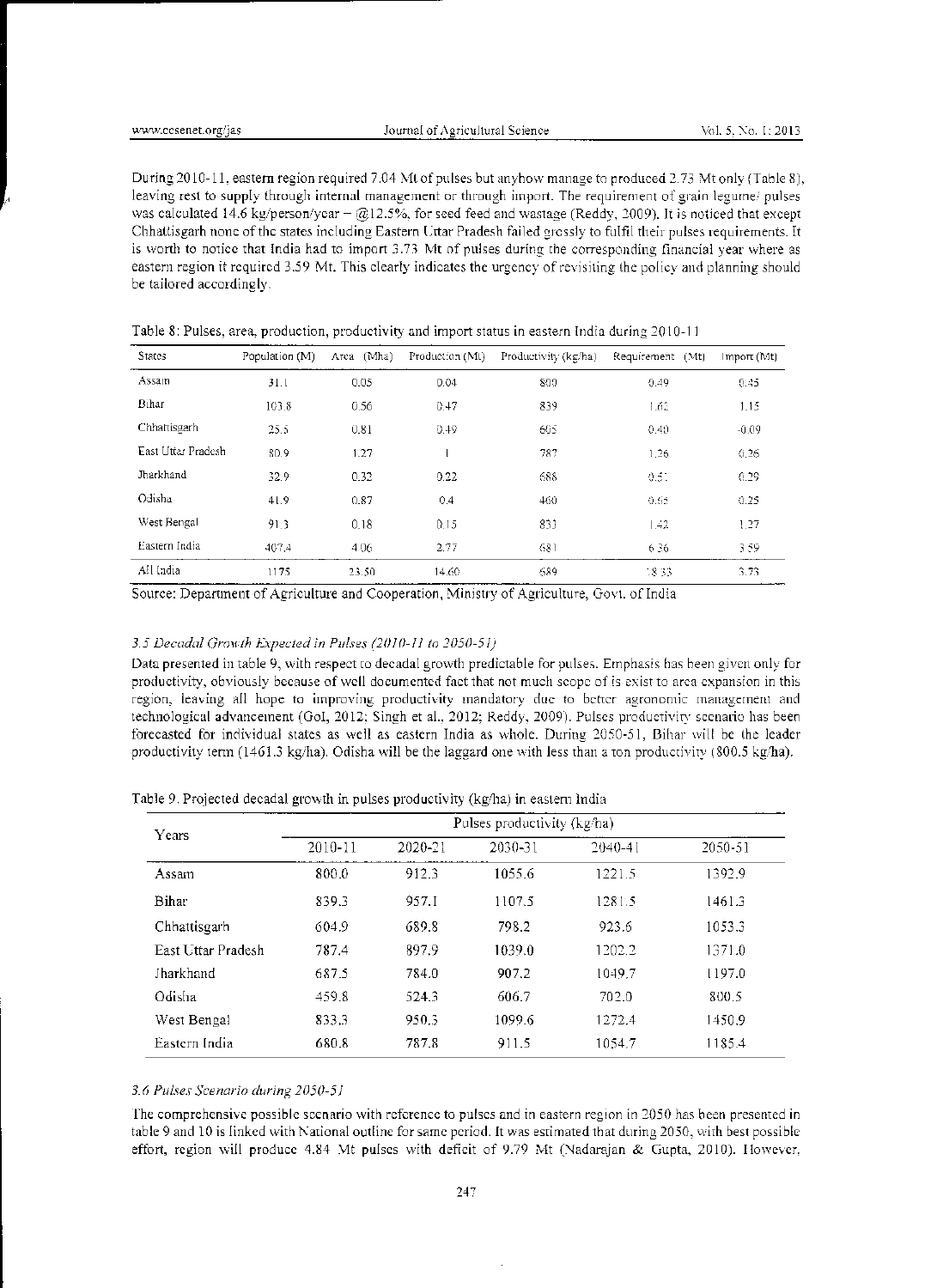During 2010-11, eastern region required 7.04 Mt of pulses but anyhow manage to produced 2.73 Mt only (Table 8), leaving rest to supply through internal management or through import. The requirement of grain legume/ pulses was calculated 14.6 kg/person/year – @12.5%, for seed feed and wastage (Reddy, 2009). It is noticed that except Chhattisgarh none of the states including Eastern Uttar Pradesh failed grossly to fulfil their pulses requirements. It is worth to notice that India had to import 3.73 Mt of pulses during the corresponding financial year where as eastern region it required 3.59 Mt. This clearly indicates the urgency of revisiting the policy and planning should be tailored accordingly.

Table 8: Pulses, area, production, productivity and import status in eastern India during 2010-11

| States | Population (M) | Area (Mha) | Production (Mt) | Productivity (kg/ha) | Requirement (Mt) | Import (Mt) |
|---|---|---|---|---|---|---|
| Assam | 31.1 | 0.05 | 0.04 | 800 | 0.49 | 0.45 |
| Bihar | 103.8 | 0.56 | 0.47 | 839 | 1.62 | 1.15 |
| Chhattisgarh | 25.5 | 0.81 | 0.49 | 605 | 0.40 | -0.09 |
| East Uttar Pradesh | 80.9 | 1.27 | 1 | 787 | 1.26 | 0.26 |
| Jharkhand | 32.9 | 0.32 | 0.22 | 686 | 0.51 | 0.29 |
| Odisha | 41.9 | 0.87 | 0.4 | 460 | 0.65 | 0.25 |
| West Bengal | 91.3 | 0.18 | 0.15 | 833 | 1.42 | 1.27 |
| Eastern India | 407.4 | 4.06 | 2.77 | 681 | 6.36 | 3.59 |
| All India | 1175 | 23.50 | 14.60 | 689 | 18.33 | 3.73 |

Source: Department of Agriculture and Cooperation, Ministry of Agriculture, Govt. of India

### *3.5 Decadal Growth Expected in Pulses (2010-11 to 2050-51)*

Data presented in table 9, with respect to decadal growth predictable for pulses. Emphasis has been given only for productivity, obviously because of well documented fact that not much scope of is exist to area expansion in this region, leaving all hope to improving productivity mandatory due to better agronomic management and technological advancement (GoI, 2012; Singh et al., 2012; Reddy, 2009). Pulses productivity scenario has been forecasted for individual states as well as eastern India as whole. During 2050-51, Bihar will be the leader productivity term (1461.3 kg/ha). Odisha will be the laggard one with less than a ton productivity (800.5 kg/ha).

Table 9. Projected decadal growth in pulses productivity (kg/ha) in eastern India

| Years | Pulses productivity (kg/ha) | | | | |
|---|---|---|---|---|---|
| | 2010-11 | 2020-21 | 2030-31 | 2040-41 | 2050-51 |
| Assam | 800.0 | 912.3 | 1055.6 | 1221.5 | 1392.9 |
| Bihar | 839.3 | 957.1 | 1107.5 | 1281.5 | 1461.3 |
| Chhattisgarh | 604.9 | 689.8 | 798.2 | 923.6 | 1053.3 |
| East Uttar Pradesh | 787.4 | 897.9 | 1039.0 | 1202.2 | 1371.0 |
| Jharkhand | 687.5 | 784.0 | 907.2 | 1049.7 | 1197.0 |
| Odisha | 459.8 | 524.3 | 606.7 | 702.0 | 800.5 |
| West Bengal | 833.3 | 950.3 | 1099.6 | 1272.4 | 1450.9 |
| Eastern India | 680.8 | 787.8 | 911.5 | 1054.7 | 1185.4 |

### *3.6 Pulses Scenario during 2050-51*

The comprehensive possible scenario with reference to pulses and in eastern region in 2050 has been presented in table 9 and 10 is linked with National outline for same period. It was estimated that during 2050, with best possible effort, region will produce 4.84 Mt pulses with deficit of 9.79 Mt (Nadarajan & Gupta, 2010). However,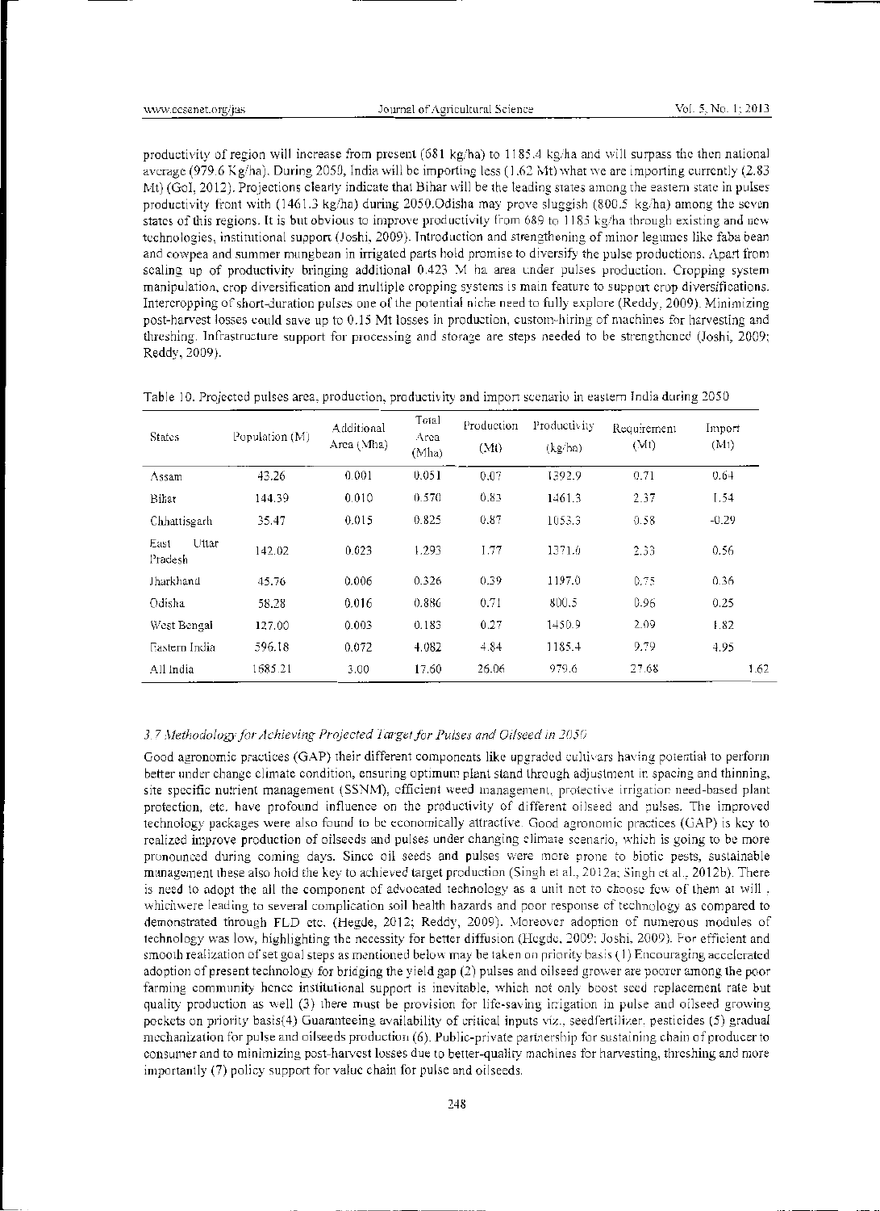productivity of region will increase from present (681 kg/ha) to 1185.4 kg/ha and will surpass the then national average (979.6 Kg/ha). During 2050, India will be importing less (1.62 Mt) what we are importing currently (2.83 Mt) (GoI, 2012). Projections clearly indicate that Bihar will be the leading states among the eastern state in pulses productivity front with (1461.3 kg/ha) during 2050.Odisha may prove sluggish (800.5 kg/ha) among the seven states of this regions. It is but obvious to improve productivity from 689 to 1185 kg/ha through existing and new technologies, institutional support (Joshi, 2009). Introduction and strengthening of minor legumes like faba bean and cowpea and summer mungbean in irrigated parts hold promise to diversify the pulse productions. Apart from scaling up of productivity bringing additional 0.423 M ha area under pulses production. Cropping system manipulation, crop diversification and multiple cropping systems is main feature to support crop diversifications. Intercropping of short-duration pulses one of the potential niche need to fully explore (Reddy, 2009). Minimizing post-harvest losses could save up to 0.15 Mt losses in production, custom-hiring of machines for harvesting and threshing. Infrastructure support for processing and storage are steps needed to be strengthened (Joshi, 2009; Reddy, 2009).

Table 10. Projected pulses area, production, productivity and import scenario in eastern India during 2050

| States | Population (M) | Additional Area (Mha) | Total Area (Mha) | Production (Mt) | Productivity (kg/ha) | Requirement (Mt) | Import (Mt) |
|---|---|---|---|---|---|---|---|
| Assam | 43.26 | 0.001 | 0.051 | 0.07 | 1392.9 | 0.71 | 0.64 |
| Bihar | 144.39 | 0.010 | 0.570 | 0.83 | 1461.3 | 2.37 | 1.54 |
| Chhattisgarh | 35.47 | 0.015 | 0.825 | 0.87 | 1053.3 | 0.58 | -0.29 |
| East Uttar Pradesh | 142.02 | 0.023 | 1.293 | 1.77 | 1371.0 | 2.33 | 0.56 |
| Jharkhand | 45.76 | 0.006 | 0.326 | 0.39 | 1197.0 | 0.75 | 0.36 |
| Odisha | 58.28 | 0.016 | 0.886 | 0.71 | 800.5 | 0.96 | 0.25 |
| West Bengal | 127.00 | 0.003 | 0.183 | 0.27 | 1450.9 | 2.09 | 1.82 |
| Eastern India | 596.18 | 0.072 | 4.082 | 4.84 | 1185.4 | 9.79 | 4.95 |
| All India | 1685.21 | 3.00 | 17.60 | 26.06 | 979.6 | 27.68 | 1.62 |

### 3.7 Methodology for Achieving Projected Target for Pulses and Oilseed in 2050

Good agronomic practices (GAP) their different components like upgraded cultivars having potential to perform better under change climate condition, ensuring optimum plant stand through adjustment in spacing and thinning, site specific nutrient management (SSNM), efficient weed management, protective irrigation need-based plant protection, etc. have profound influence on the productivity of different oilseed and pulses. The improved technology packages were also found to be economically attractive. Good agronomic practices (GAP) is key to realized improve production of oilseeds and pulses under changing climate scenario, which is going to be more pronounced during coming days. Since oil seeds and pulses were more prone to biotic pests, sustainable management these also hold the key to achieved target production (Singh et al., 2012a; Singh et al., 2012b). There is need to adopt the all the component of advocated technology as a unit not to choose few of them at will , whichwere leading to several complication soil health hazards and poor response of technology as compared to demonstrated through FLD etc. (Hegde, 2012; Reddy, 2009). Moreover adoption of numerous modules of technology was low, highlighting the necessity for better diffusion (Hegde, 2009; Joshi, 2009). For efficient and smooth realization of set goal steps as mentioned below may be taken on priority basis (1) Encouraging accelerated adoption of present technology for bridging the yield gap (2) pulses and oilseed grower are poorer among the poor farming community hence institutional support is inevitable, which not only boost seed replacement rate but quality production as well (3) there must be provision for life-saving irrigation in pulse and oilseed growing pockets on priority basis(4) Guaranteeing availability of critical inputs viz., seedfertilizer, pesticides (5) gradual mechanization for pulse and oilseeds production (6). Public-private partnership for sustaining chain of producer to consumer and to minimizing post-harvest losses due to better-quality machines for harvesting, threshing and more importantly (7) policy support for value chain for pulse and oilseeds.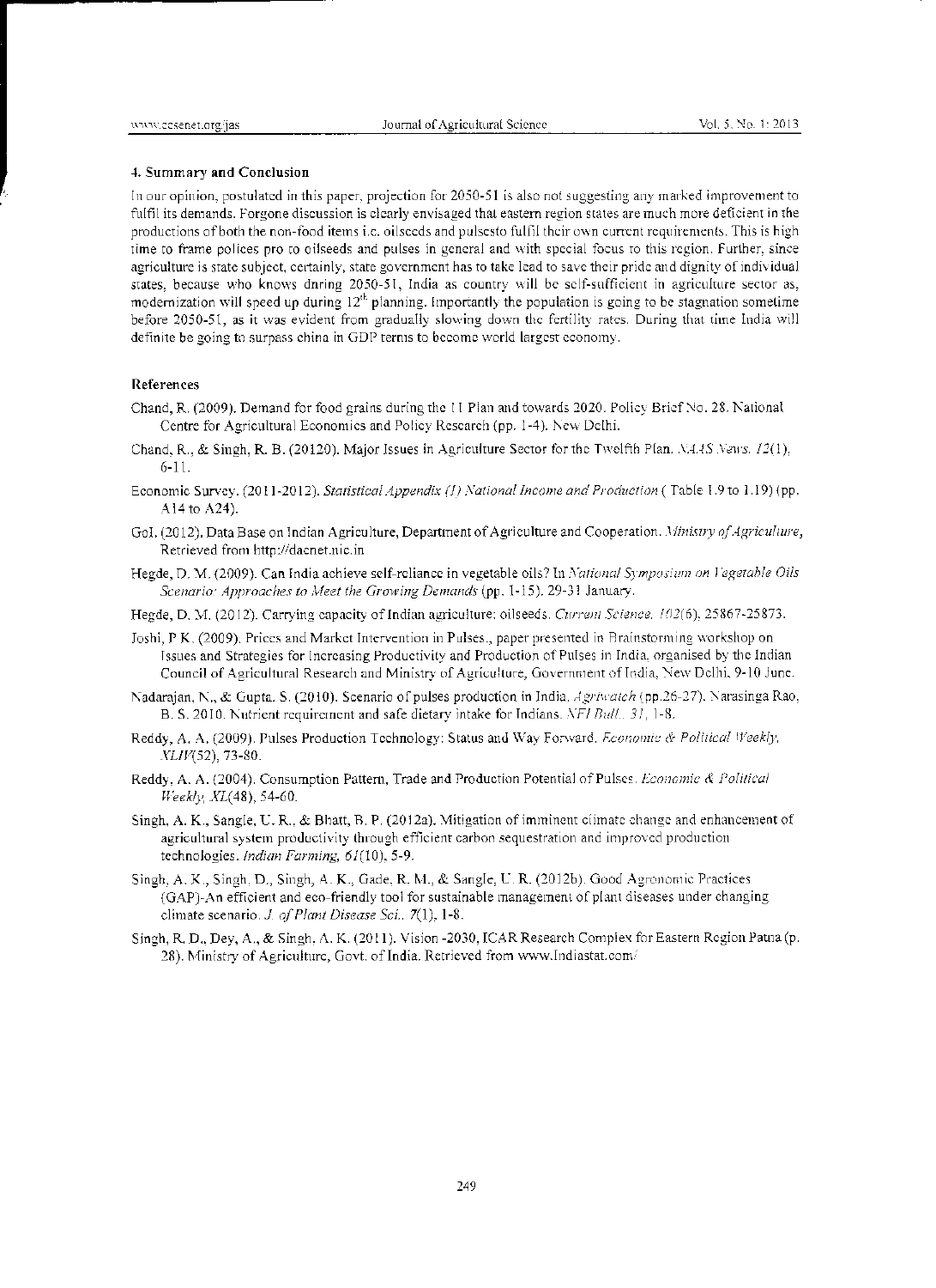## 4. Summary and Conclusion

In our opinion, postulated in this paper, projection for 2050-51 is also not suggesting any marked improvement to fulfil its demands. Forgone discussion is clearly envisaged that eastern region states are much more deficient in the productions of both the non-food items i.e. oilseeds and pulsesto fulfil their own current requirements. This is high time to frame polices pro to oilseeds and pulses in general and with special focus to this region. Further, since agriculture is state subject, certainly, state government has to take lead to save their pride and dignity of individual states, because who knows during 2050-51, India as country will be self-sufficient in agriculture sector as, modernization will speed up during 12[th] planning. Importantly the population is going to be stagnation sometime before 2050-51, as it was evident from gradually slowing down the fertility rates. During that time India will definite be going to surpass china in GDP terms to become world largest economy.

## References

Chand, R. (2009). Demand for food grains during the 11 Plan and towards 2020. Policy Brief No. 28. National Centre for Agricultural Economics and Policy Research (pp. 1-4). New Delhi.

Chand, R., & Singh, R. B. (20120). Major Issues in Agriculture Sector for the Twelfth Plan. *NAAS News, 12*(1), 6-11.

Economic Survey. (2011-2012). *Statistical Appendix (1) National Income and Production* ( Table 1.9 to 1.19) (pp. A14 to A24).

GoI. (2012). Data Base on Indian Agriculture, Department of Agriculture and Cooperation. *Ministry of Agriculture*, Retrieved from http://dacnet.nic.in

Hegde, D. M. (2009). Can India achieve self-reliance in vegetable oils? In *National Symposium on Vegetable Oils Scenario: Approaches to Meet the Growing Demands* (pp. 1-15). 29-31 January.

Hegde, D. M. (2012). Carrying capacity of Indian agriculture: oilseeds. *Current Science, 102*(6), 25867-25873.

Joshi, P K. (2009). Prices and Market Intervention in Pulses., paper presented in Brainstorming workshop on Issues and Strategies for Increasing Productivity and Production of Pulses in India, organised by the Indian Council of Agricultural Research and Ministry of Agriculture, Government of India, New Delhi, 9-10 June.

Nadarajan, N., & Gupta, S. (2010). Scenario of pulses production in India. *Agriwatch* (pp.26-27). Narasinga Rao, B. S. 2010. Nutrient requirement and safe dietary intake for Indians. *NFI Bull., 31*, 1-8.

Reddy, A. A. (2009). Pulses Production Technology: Status and Way Forward. *Economic & Political Weekly, XLIV*(52), 73-80.

Reddy, A. A. (2004). Consumption Pattern, Trade and Production Potential of Pulses. *Economic & Political Weekly, XL*(48), 54-60.

Singh, A. K., Sangle, U. R., & Bhatt, B. P. (2012a). Mitigation of imminent climate change and enhancement of agricultural system productivity through efficient carbon sequestration and improved production technologies. *Indian Farming, 61*(10), 5-9.

Singh, A. K., Singh, D., Singh, A. K., Gade, R. M., & Sangle, U. R. (2012b). Good Agronomic Practices (GAP)-An efficient and eco-friendly tool for sustainable management of plant diseases under changing climate scenario. *J. of Plant Disease Sci., 7*(1), 1-8.

Singh, R. D., Dey, A., & Singh, A. K. (2011). Vision -2030, ICAR Research Complex for Eastern Region Patna (p. 28). Ministry of Agriculture, Govt. of India. Retrieved from www.Indiastat.com/